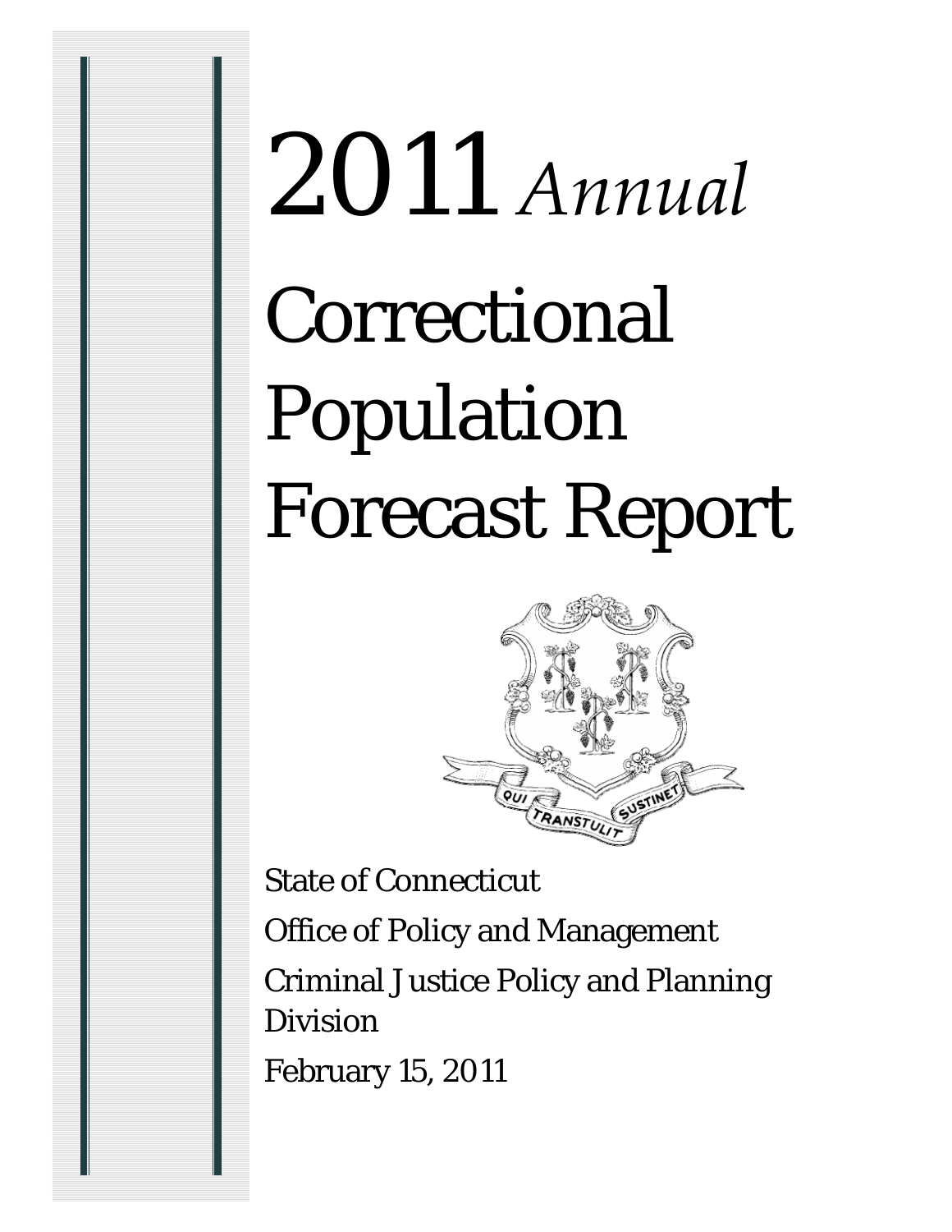# 2011 *Annual*

# Correctional Population Forecast Report

State of Connecticut

Office of Policy and Management

Criminal Justice Policy and Planning Division

February 15, 2011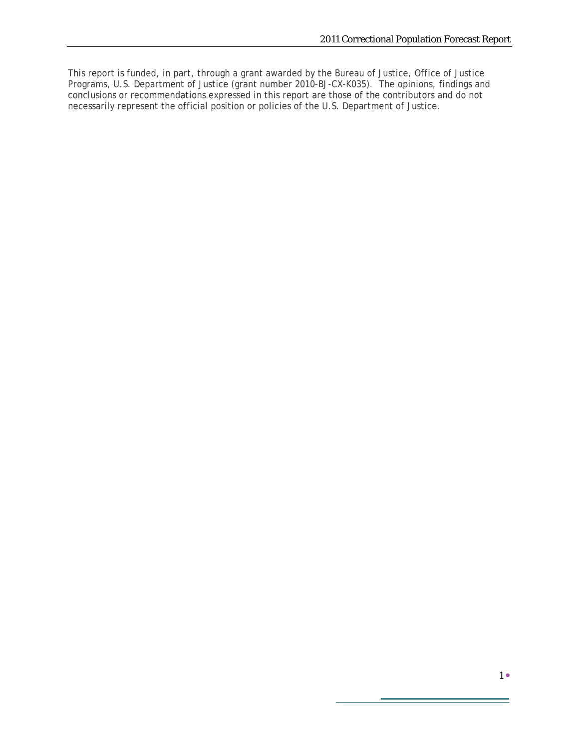This report is funded, in part, through a grant awarded by the Bureau of Justice, Office of Justice Programs, U.S. Department of Justice (grant number 2010-BJ-CX-K035). The opinions, findings and conclusions or recommendations expressed in this report are those of the contributors and do not necessarily represent the official position or policies of the U.S. Department of Justice.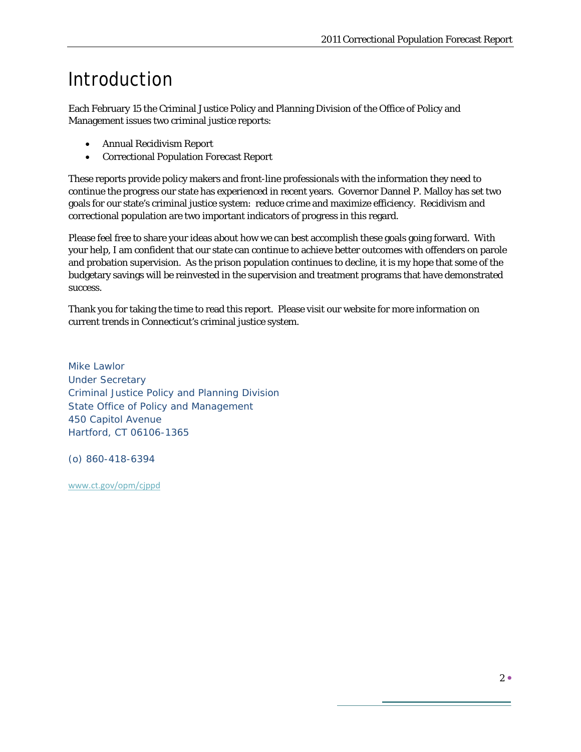# Introduction

Each February 15 the Criminal Justice Policy and Planning Division of the Office of Policy and Management issues two criminal justice reports:

- Annual Recidivism Report
- Correctional Population Forecast Report

These reports provide policy makers and front-line professionals with the information they need to continue the progress our state has experienced in recent years. Governor Dannel P. Malloy has set two goals for our state's criminal justice system: reduce crime and maximize efficiency. Recidivism and correctional population are two important indicators of progress in this regard.

Please feel free to share your ideas about how we can best accomplish these goals going forward. With your help, I am confident that our state can continue to achieve better outcomes with offenders on parole and probation supervision. As the prison population continues to decline, it is my hope that some of the budgetary savings will be reinvested in the supervision and treatment programs that have demonstrated success.

Thank you for taking the time to read this report. Please visit our website for more information on current trends in Connecticut's criminal justice system.

Mike Lawlor
Under Secretary
Criminal Justice Policy and Planning Division
State Office of Policy and Management
450 Capitol Avenue
Hartford, CT 06106-1365

(o) 860-418-6394

www.ct.gov/opm/cjppd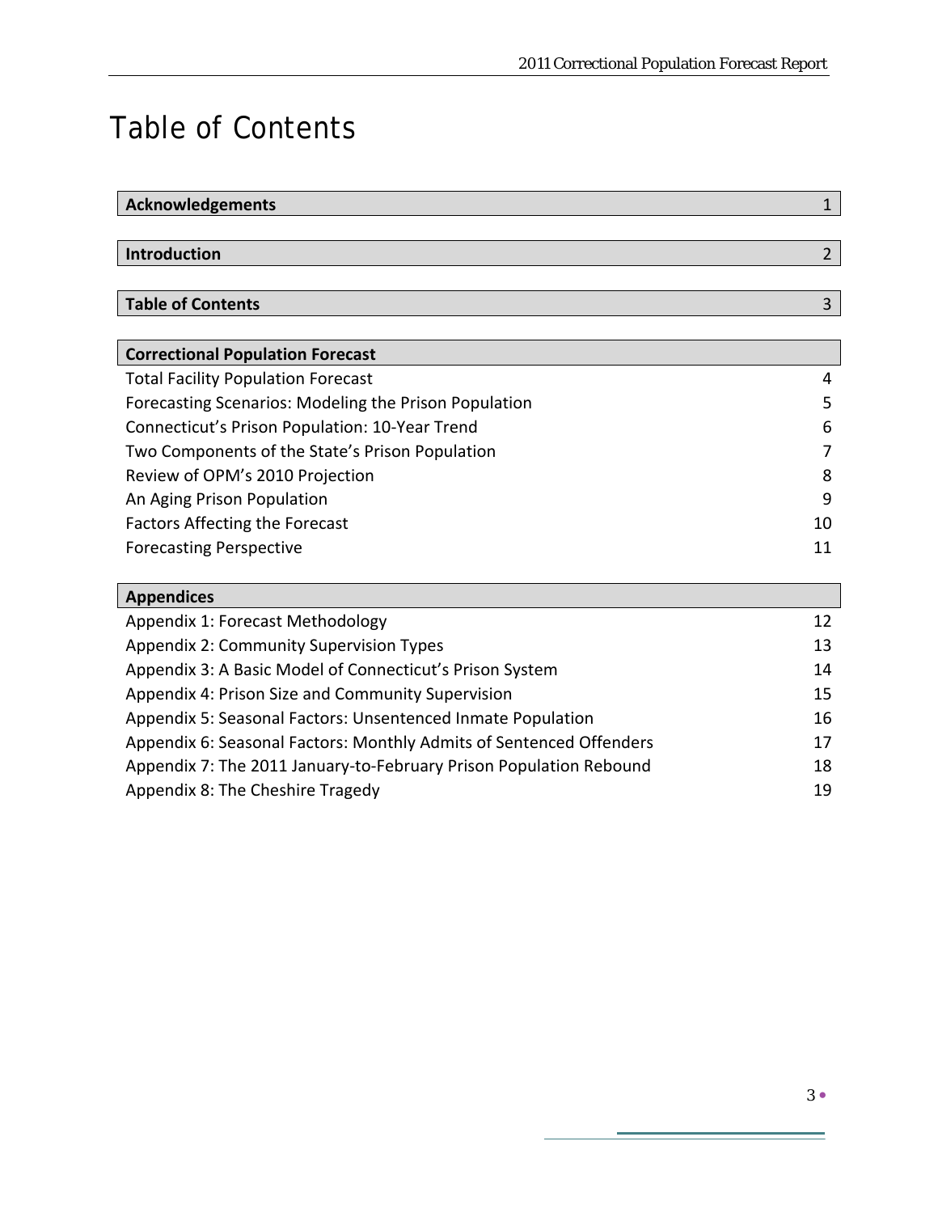# Table of Contents

| Section | Page |
| --- | --- |
| **Acknowledgements** | 1 |
| **Introduction** | 2 |
| **Table of Contents** | 3 |
| **Correctional Population Forecast** | |
| Total Facility Population Forecast | 4 |
| Forecasting Scenarios: Modeling the Prison Population | 5 |
| Connecticut's Prison Population: 10-Year Trend | 6 |
| Two Components of the State's Prison Population | 7 |
| Review of OPM's 2010 Projection | 8 |
| An Aging Prison Population | 9 |
| Factors Affecting the Forecast | 10 |
| Forecasting Perspective | 11 |
| **Appendices** | |
| Appendix 1: Forecast Methodology | 12 |
| Appendix 2: Community Supervision Types | 13 |
| Appendix 3: A Basic Model of Connecticut's Prison System | 14 |
| Appendix 4: Prison Size and Community Supervision | 15 |
| Appendix 5: Seasonal Factors: Unsentenced Inmate Population | 16 |
| Appendix 6: Seasonal Factors: Monthly Admits of Sentenced Offenders | 17 |
| Appendix 7: The 2011 January-to-February Prison Population Rebound | 18 |
| Appendix 8: The Cheshire Tragedy | 19 |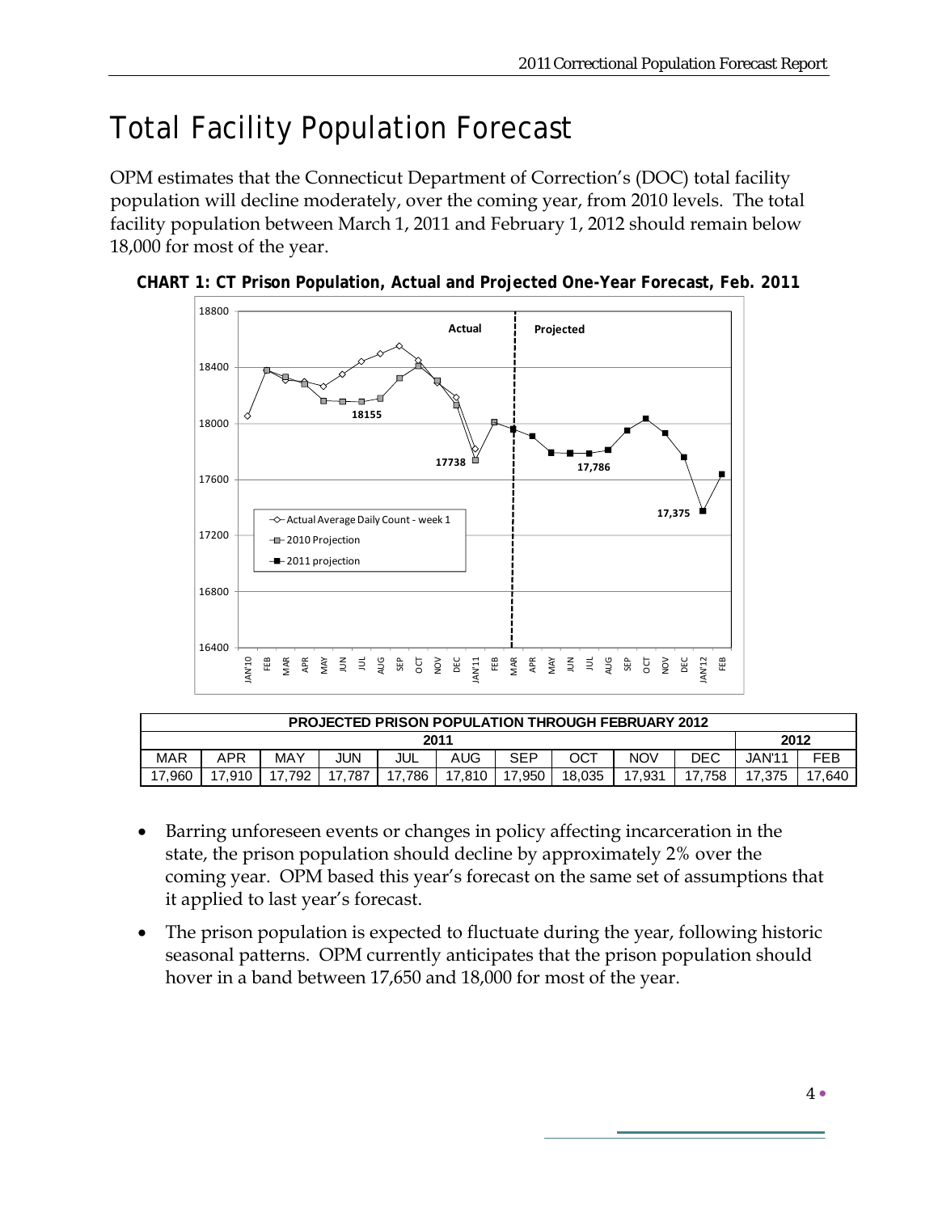# Total Facility Population Forecast

OPM estimates that the Connecticut Department of Correction's (DOC) total facility population will decline moderately, over the coming year, from 2010 levels. The total facility population between March 1, 2011 and February 1, 2012 should remain below 18,000 for most of the year.

**CHART 1: CT Prison Population, Actual and Projected One-Year Forecast, Feb. 2011**

| PROJECTED PRISON POPULATION THROUGH FEBRUARY 2012 | | | | | | | | | | | |
|---|---|---|---|---|---|---|---|---|---|---|---|
| 2011 | | | | | | | | | | 2012 | |
| MAR | APR | MAY | JUN | JUL | AUG | SEP | OCT | NOV | DEC | JAN'11 | FEB |
| 17,960 | 17,910 | 17,792 | 17,787 | 17,786 | 17,810 | 17,950 | 18,035 | 17,931 | 17,758 | 17,375 | 17,640 |

- Barring unforeseen events or changes in policy affecting incarceration in the state, the prison population should decline by approximately 2% over the coming year. OPM based this year's forecast on the same set of assumptions that it applied to last year's forecast.
- The prison population is expected to fluctuate during the year, following historic seasonal patterns. OPM currently anticipates that the prison population should hover in a band between 17,650 and 18,000 for most of the year.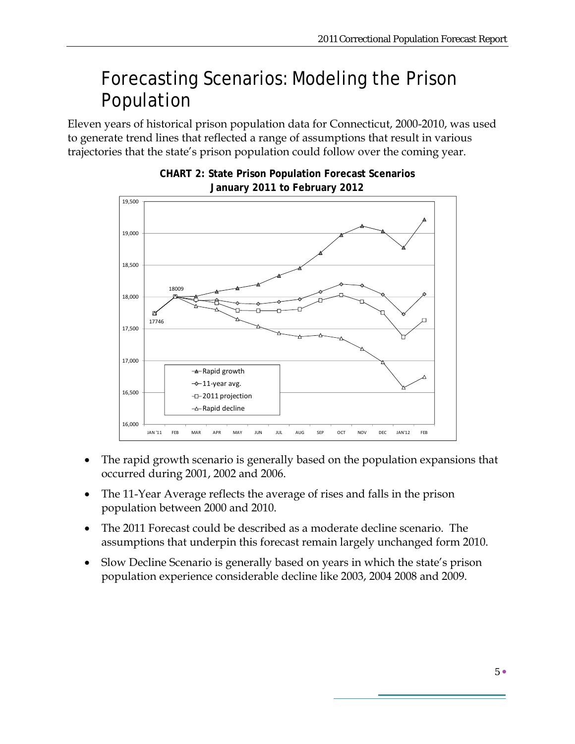# Forecasting Scenarios: Modeling the Prison Population

Eleven years of historical prison population data for Connecticut, 2000-2010, was used to generate trend lines that reflected a range of assumptions that result in various trajectories that the state's prison population could follow over the coming year.

**CHART 2: State Prison Population Forecast Scenarios January 2011 to February 2012**

- The rapid growth scenario is generally based on the population expansions that occurred during 2001, 2002 and 2006.
- The 11-Year Average reflects the average of rises and falls in the prison population between 2000 and 2010.
- The 2011 Forecast could be described as a moderate decline scenario. The assumptions that underpin this forecast remain largely unchanged form 2010.
- Slow Decline Scenario is generally based on years in which the state's prison population experience considerable decline like 2003, 2004 2008 and 2009.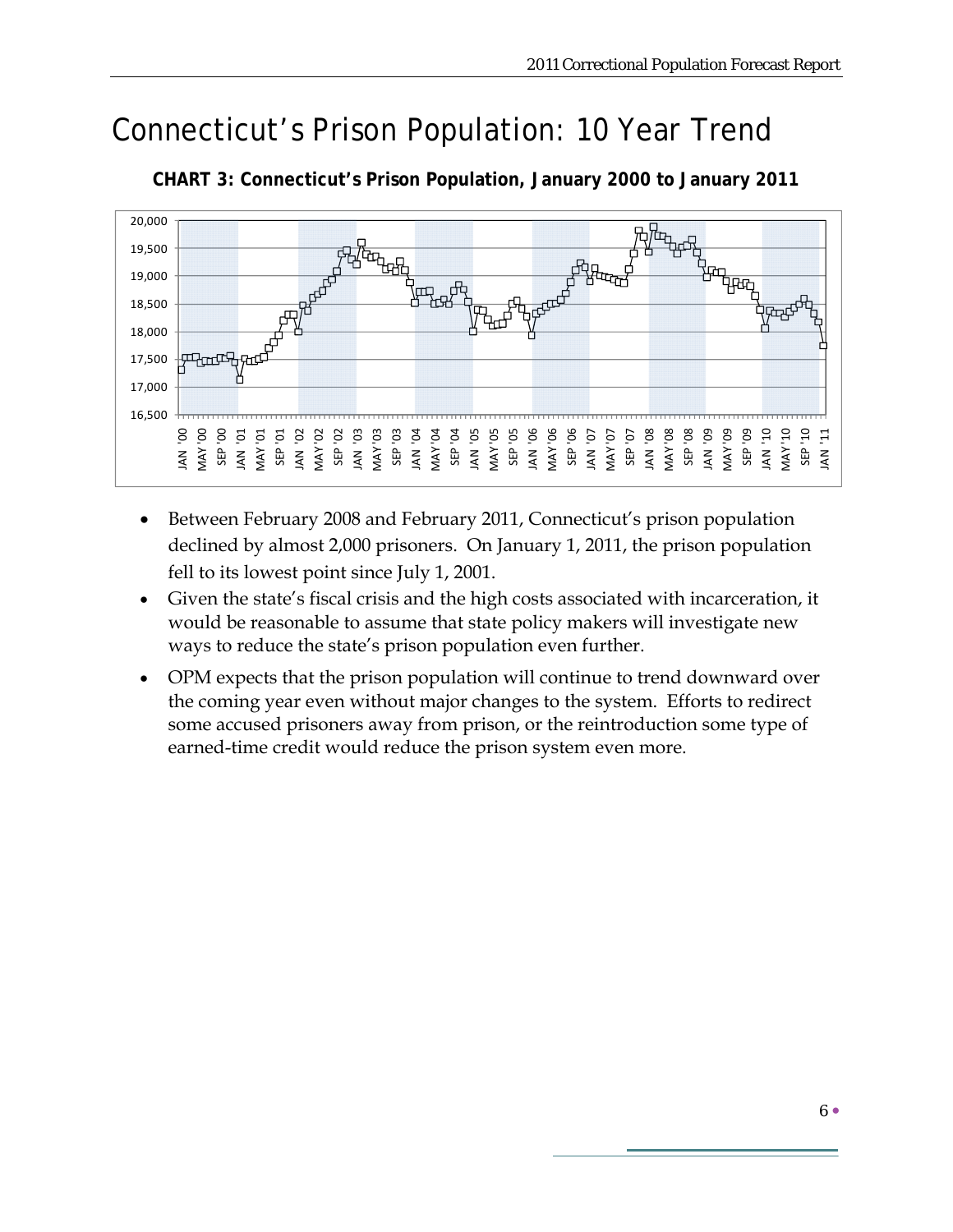# Connecticut's Prison Population: 10 Year Trend

**CHART 3: Connecticut's Prison Population, January 2000 to January 2011**

- Between February 2008 and February 2011, Connecticut's prison population declined by almost 2,000 prisoners. On January 1, 2011, the prison population fell to its lowest point since July 1, 2001.
- Given the state's fiscal crisis and the high costs associated with incarceration, it would be reasonable to assume that state policy makers will investigate new ways to reduce the state's prison population even further.
- OPM expects that the prison population will continue to trend downward over the coming year even without major changes to the system. Efforts to redirect some accused prisoners away from prison, or the reintroduction some type of earned-time credit would reduce the prison system even more.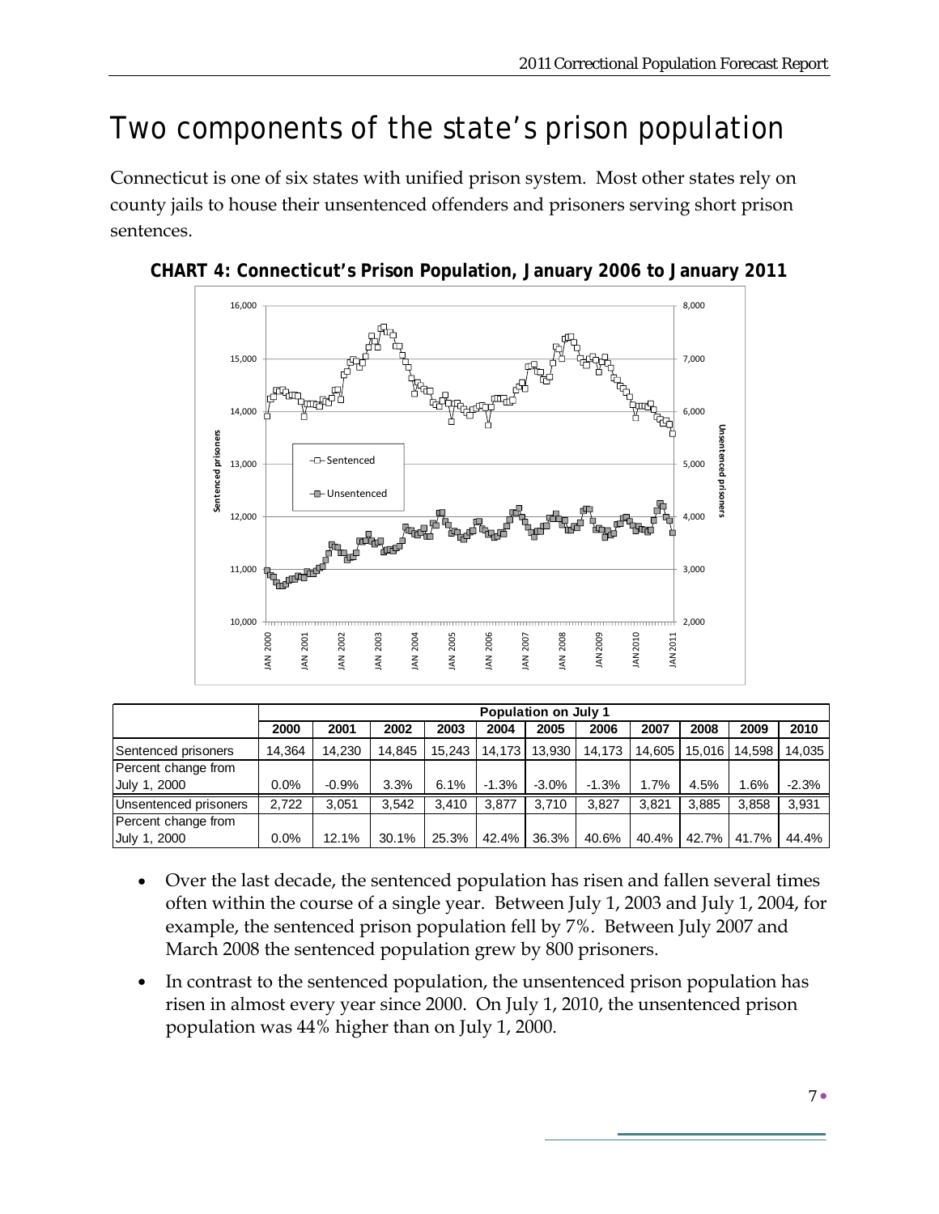# Two components of the state's prison population

Connecticut is one of six states with unified prison system. Most other states rely on county jails to house their unsentenced offenders and prisoners serving short prison sentences.

**CHART 4: Connecticut's Prison Population, January 2006 to January 2011**

| | Population on July 1 | | | | | | | | | | |
|---|---|---|---|---|---|---|---|---|---|---|---|
| | 2000 | 2001 | 2002 | 2003 | 2004 | 2005 | 2006 | 2007 | 2008 | 2009 | 2010 |
| Sentenced prisoners | 14,364 | 14,230 | 14,845 | 15,243 | 14,173 | 13,930 | 14,173 | 14,605 | 15,016 | 14,598 | 14,035 |
| Percent change from July 1, 2000 | 0.0% | -0.9% | 3.3% | 6.1% | -1.3% | -3.0% | -1.3% | 1.7% | 4.5% | 1.6% | -2.3% |
| Unsentenced prisoners | 2,722 | 3,051 | 3,542 | 3,410 | 3,877 | 3,710 | 3,827 | 3,821 | 3,885 | 3,858 | 3,931 |
| Percent change from July 1, 2000 | 0.0% | 12.1% | 30.1% | 25.3% | 42.4% | 36.3% | 40.6% | 40.4% | 42.7% | 41.7% | 44.4% |

- Over the last decade, the sentenced population has risen and fallen several times often within the course of a single year. Between July 1, 2003 and July 1, 2004, for example, the sentenced prison population fell by 7%. Between July 2007 and March 2008 the sentenced population grew by 800 prisoners.
- In contrast to the sentenced population, the unsentenced prison population has risen in almost every year since 2000. On July 1, 2010, the unsentenced prison population was 44% higher than on July 1, 2000.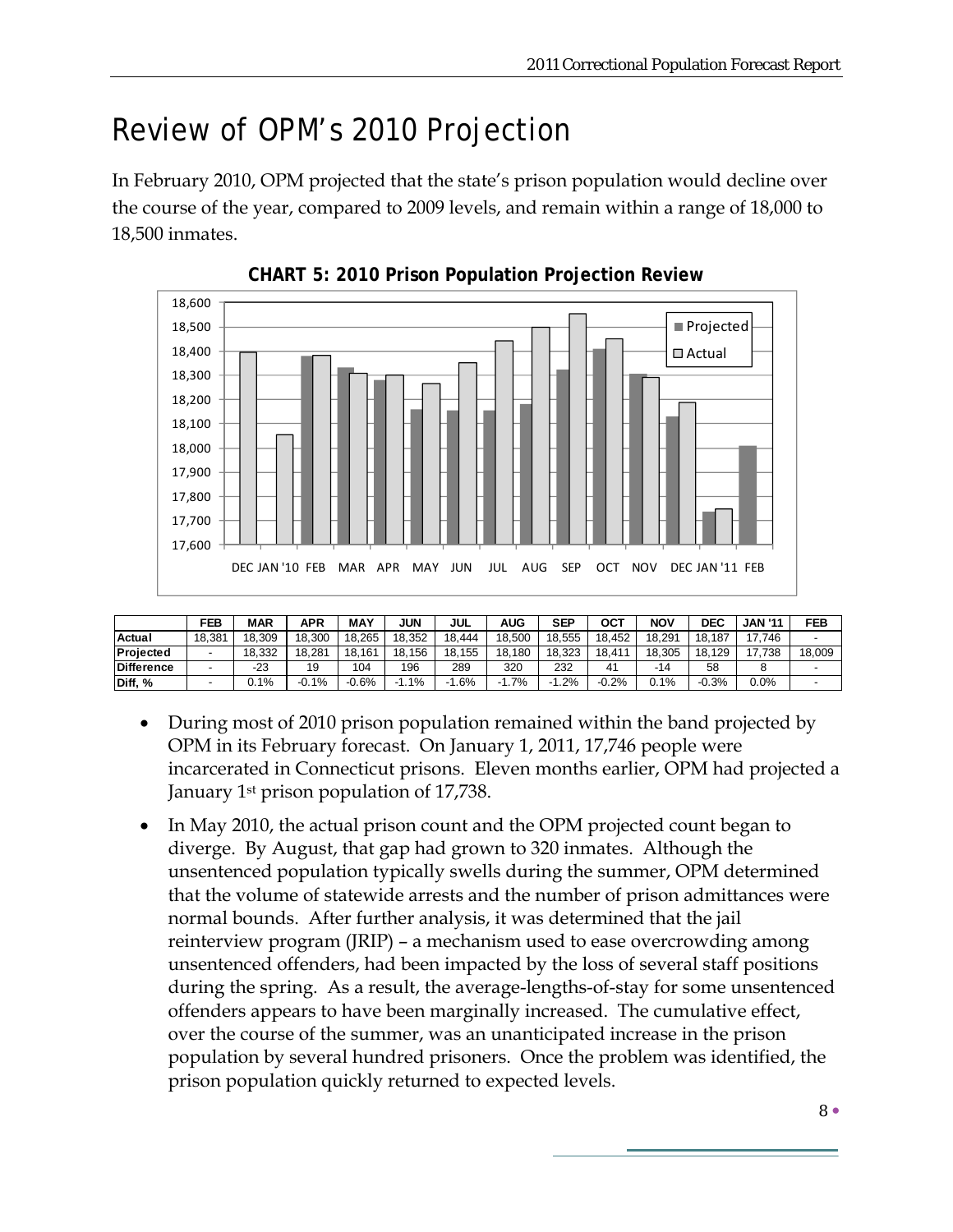# Review of OPM's 2010 Projection

In February 2010, OPM projected that the state's prison population would decline over the course of the year, compared to 2009 levels, and remain within a range of 18,000 to 18,500 inmates.

**CHART 5: 2010 Prison Population Projection Review**

| | FEB | MAR | APR | MAY | JUN | JUL | AUG | SEP | OCT | NOV | DEC | JAN '11 | FEB |
|---|---|---|---|---|---|---|---|---|---|---|---|---|---|
| Actual | 18,381 | 18,309 | 18,300 | 18,265 | 18,352 | 18,444 | 18,500 | 18,555 | 18,452 | 18,291 | 18,187 | 17,746 | - |
| Projected | - | 18,332 | 18,281 | 18,161 | 18,156 | 18,155 | 18,180 | 18,323 | 18,411 | 18,305 | 18,129 | 17,738 | 18,009 |
| Difference | - | -23 | 19 | 104 | 196 | 289 | 320 | 232 | 41 | -14 | 58 | 8 | - |
| Diff, % | - | 0.1% | -0.1% | -0.6% | -1.1% | -1.6% | -1.7% | -1.2% | -0.2% | 0.1% | -0.3% | 0.0% | - |

- During most of 2010 prison population remained within the band projected by OPM in its February forecast. On January 1, 2011, 17,746 people were incarcerated in Connecticut prisons. Eleven months earlier, OPM had projected a January 1st prison population of 17,738.
- In May 2010, the actual prison count and the OPM projected count began to diverge. By August, that gap had grown to 320 inmates. Although the unsentenced population typically swells during the summer, OPM determined that the volume of statewide arrests and the number of prison admittances were normal bounds. After further analysis, it was determined that the jail reinterview program (JRIP) – a mechanism used to ease overcrowding among unsentenced offenders, had been impacted by the loss of several staff positions during the spring. As a result, the average-lengths-of-stay for some unsentenced offenders appears to have been marginally increased. The cumulative effect, over the course of the summer, was an unanticipated increase in the prison population by several hundred prisoners. Once the problem was identified, the prison population quickly returned to expected levels.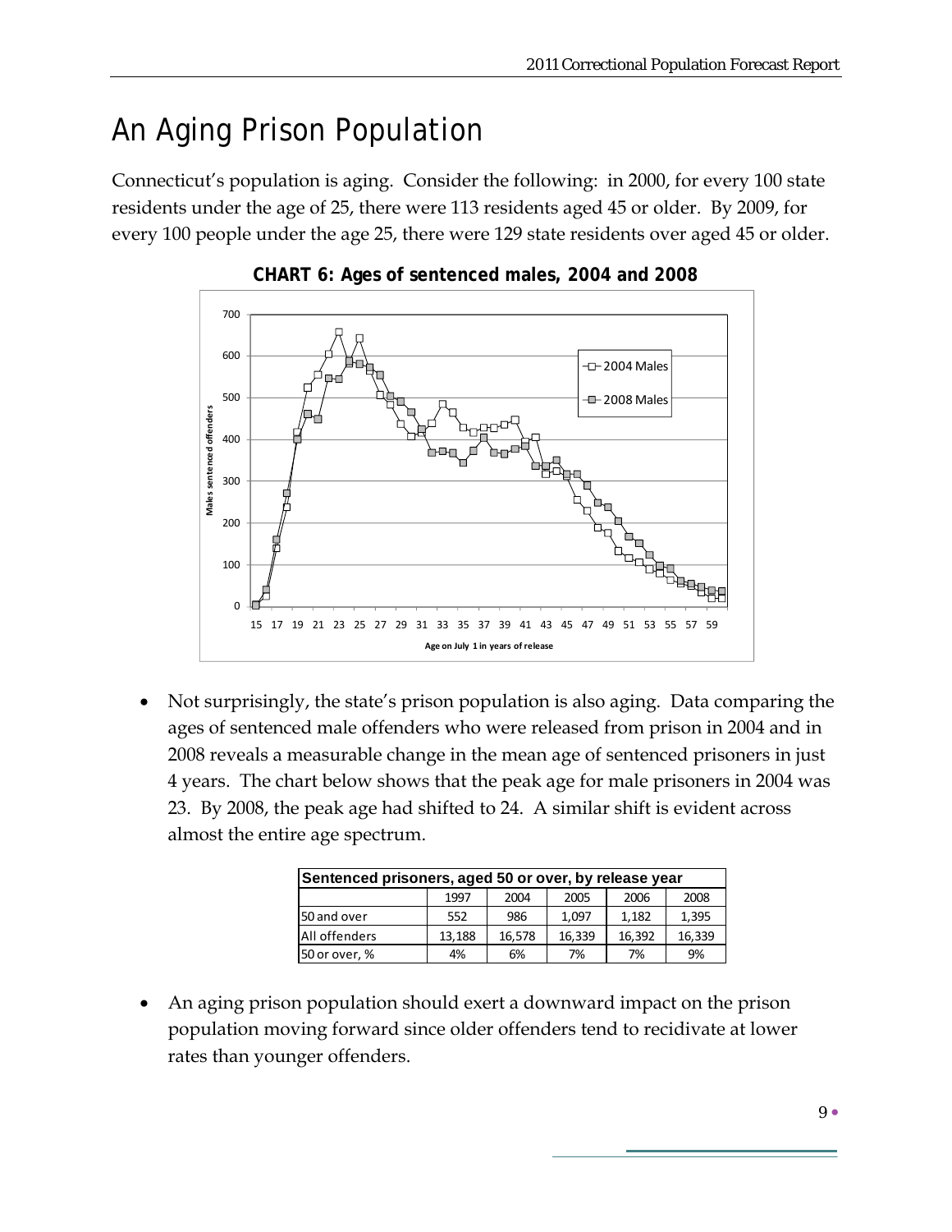# An Aging Prison Population

Connecticut's population is aging. Consider the following: in 2000, for every 100 state residents under the age of 25, there were 113 residents aged 45 or older. By 2009, for every 100 people under the age 25, there were 129 state residents over aged 45 or older.

**CHART 6: Ages of sentenced males, 2004 and 2008**

- Not surprisingly, the state's prison population is also aging. Data comparing the ages of sentenced male offenders who were released from prison in 2004 and in 2008 reveals a measurable change in the mean age of sentenced prisoners in just 4 years. The chart below shows that the peak age for male prisoners in 2004 was 23. By 2008, the peak age had shifted to 24. A similar shift is evident across almost the entire age spectrum.

| Sentenced prisoners, aged 50 or over, by release year | | | | | |
|---|---|---|---|---|---|
| | 1997 | 2004 | 2005 | 2006 | 2008 |
| 50 and over | 552 | 986 | 1,097 | 1,182 | 1,395 |
| All offenders | 13,188 | 16,578 | 16,339 | 16,392 | 16,339 |
| 50 or over, % | 4% | 6% | 7% | 7% | 9% |

- An aging prison population should exert a downward impact on the prison population moving forward since older offenders tend to recidivate at lower rates than younger offenders.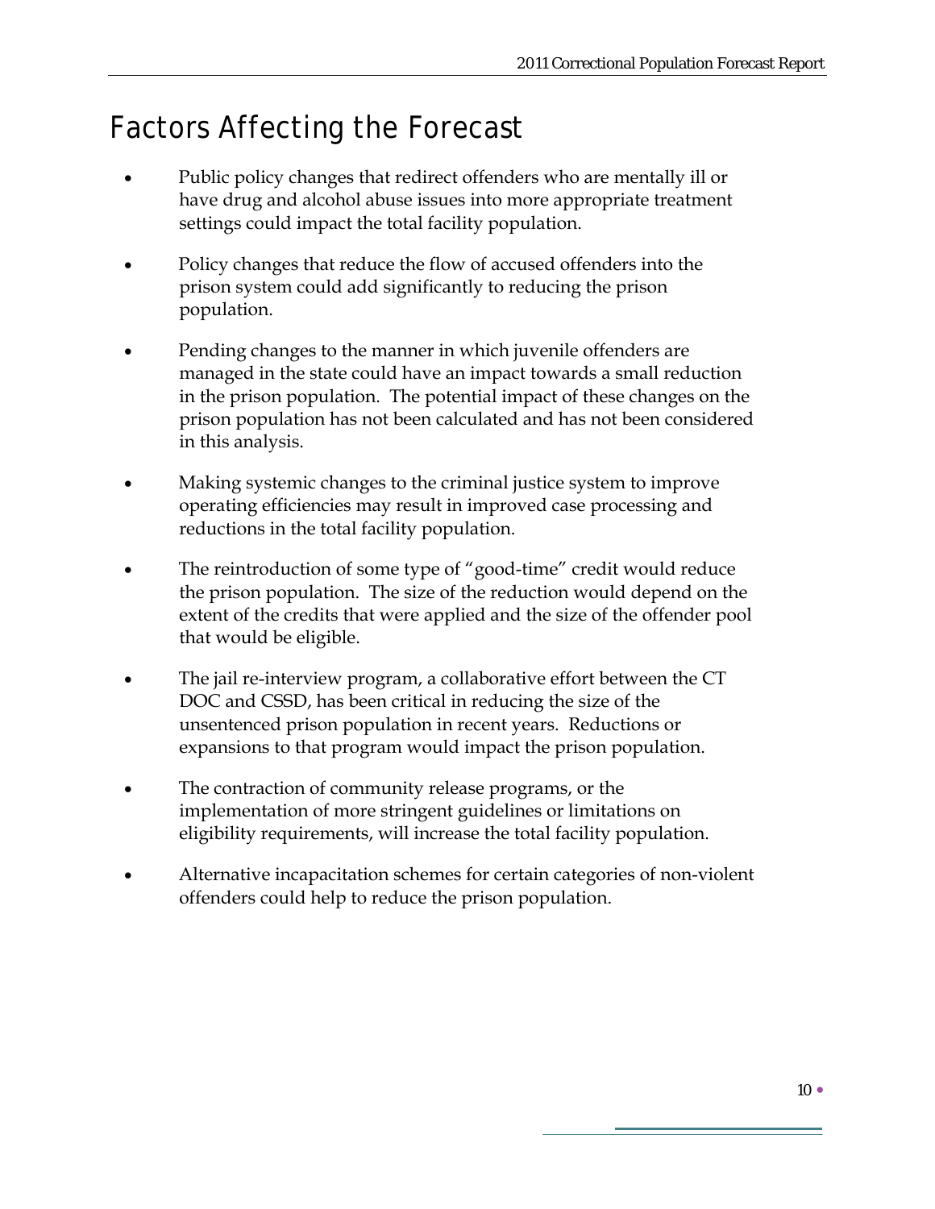# Factors Affecting the Forecast

- Public policy changes that redirect offenders who are mentally ill or have drug and alcohol abuse issues into more appropriate treatment settings could impact the total facility population.

- Policy changes that reduce the flow of accused offenders into the prison system could add significantly to reducing the prison population.

- Pending changes to the manner in which juvenile offenders are managed in the state could have an impact towards a small reduction in the prison population. The potential impact of these changes on the prison population has not been calculated and has not been considered in this analysis.

- Making systemic changes to the criminal justice system to improve operating efficiencies may result in improved case processing and reductions in the total facility population.

- The reintroduction of some type of "good-time" credit would reduce the prison population. The size of the reduction would depend on the extent of the credits that were applied and the size of the offender pool that would be eligible.

- The jail re-interview program, a collaborative effort between the CT DOC and CSSD, has been critical in reducing the size of the unsentenced prison population in recent years. Reductions or expansions to that program would impact the prison population.

- The contraction of community release programs, or the implementation of more stringent guidelines or limitations on eligibility requirements, will increase the total facility population.

- Alternative incapacitation schemes for certain categories of non-violent offenders could help to reduce the prison population.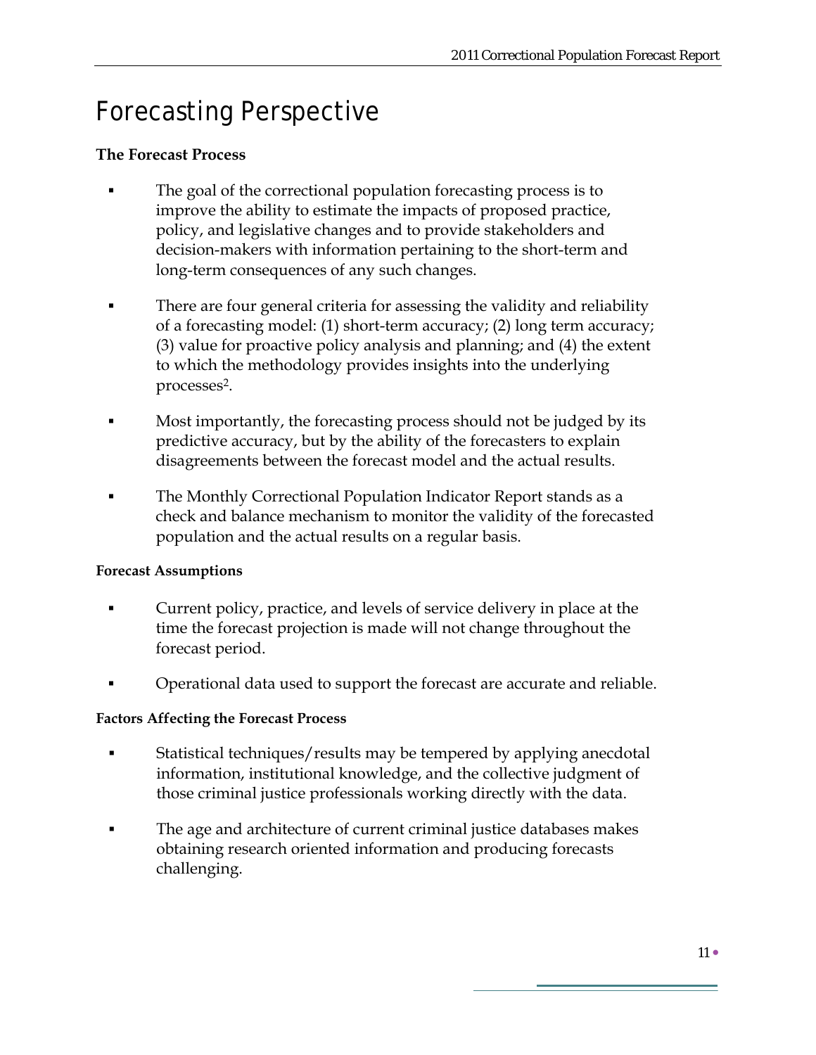# Forecasting Perspective

**The Forecast Process**

- The goal of the correctional population forecasting process is to improve the ability to estimate the impacts of proposed practice, policy, and legislative changes and to provide stakeholders and decision-makers with information pertaining to the short-term and long-term consequences of any such changes.
- There are four general criteria for assessing the validity and reliability of a forecasting model: (1) short-term accuracy; (2) long term accuracy; (3) value for proactive policy analysis and planning; and (4) the extent to which the methodology provides insights into the underlying processes[2].
- Most importantly, the forecasting process should not be judged by its predictive accuracy, but by the ability of the forecasters to explain disagreements between the forecast model and the actual results.
- The Monthly Correctional Population Indicator Report stands as a check and balance mechanism to monitor the validity of the forecasted population and the actual results on a regular basis.

**Forecast Assumptions**

- Current policy, practice, and levels of service delivery in place at the time the forecast projection is made will not change throughout the forecast period.
- Operational data used to support the forecast are accurate and reliable.

**Factors Affecting the Forecast Process**

- Statistical techniques/results may be tempered by applying anecdotal information, institutional knowledge, and the collective judgment of those criminal justice professionals working directly with the data.
- The age and architecture of current criminal justice databases makes obtaining research oriented information and producing forecasts challenging.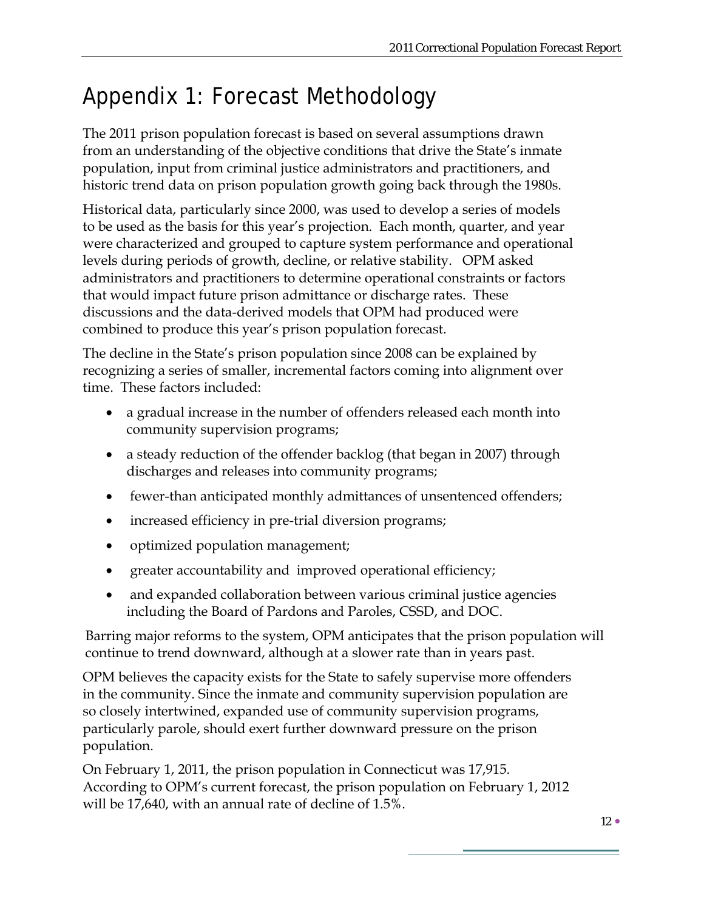# Appendix 1: Forecast Methodology

The 2011 prison population forecast is based on several assumptions drawn from an understanding of the objective conditions that drive the State's inmate population, input from criminal justice administrators and practitioners, and historic trend data on prison population growth going back through the 1980s.

Historical data, particularly since 2000, was used to develop a series of models to be used as the basis for this year's projection. Each month, quarter, and year were characterized and grouped to capture system performance and operational levels during periods of growth, decline, or relative stability. OPM asked administrators and practitioners to determine operational constraints or factors that would impact future prison admittance or discharge rates. These discussions and the data-derived models that OPM had produced were combined to produce this year's prison population forecast.

The decline in the State's prison population since 2008 can be explained by recognizing a series of smaller, incremental factors coming into alignment over time. These factors included:

- a gradual increase in the number of offenders released each month into community supervision programs;
- a steady reduction of the offender backlog (that began in 2007) through discharges and releases into community programs;
- fewer-than anticipated monthly admittances of unsentenced offenders;
- increased efficiency in pre-trial diversion programs;
- optimized population management;
- greater accountability and improved operational efficiency;
- and expanded collaboration between various criminal justice agencies including the Board of Pardons and Paroles, CSSD, and DOC.

Barring major reforms to the system, OPM anticipates that the prison population will continue to trend downward, although at a slower rate than in years past.

OPM believes the capacity exists for the State to safely supervise more offenders in the community. Since the inmate and community supervision population are so closely intertwined, expanded use of community supervision programs, particularly parole, should exert further downward pressure on the prison population.

On February 1, 2011, the prison population in Connecticut was 17,915. According to OPM's current forecast, the prison population on February 1, 2012 will be 17,640, with an annual rate of decline of 1.5%.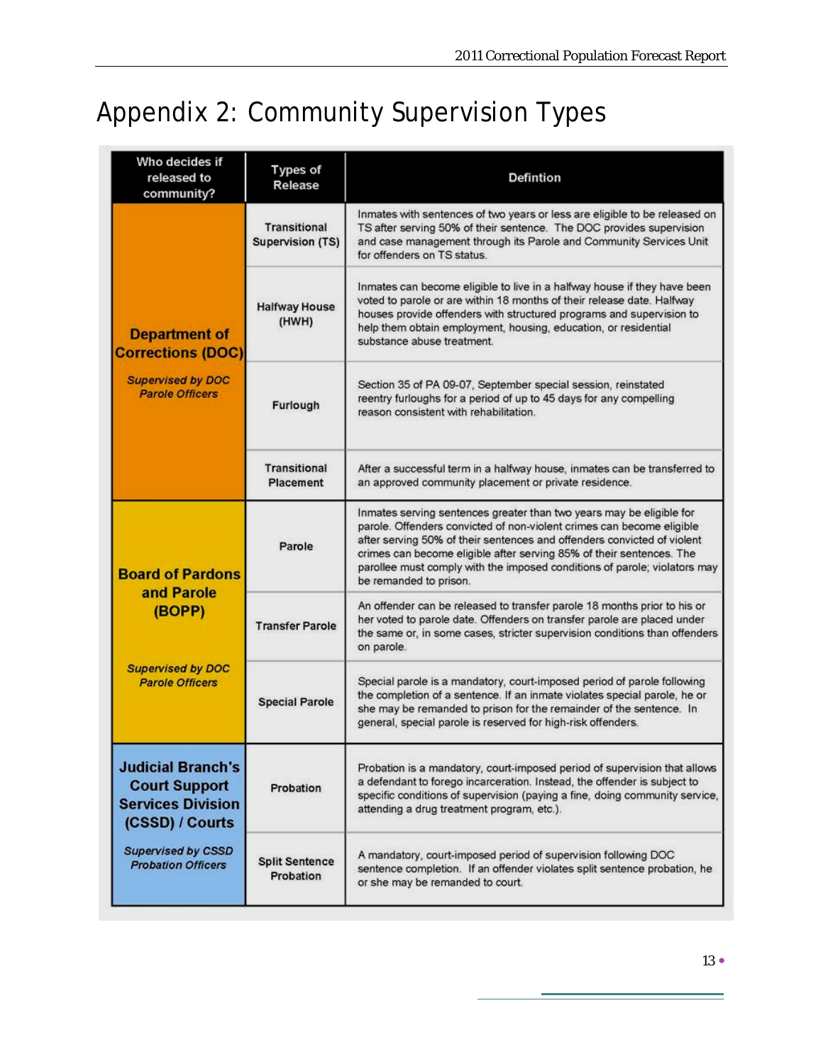# Appendix 2: Community Supervision Types

| Who decides if released to community? | Types of Release | Defintion |
|---|---|---|
| **Department of Corrections (DOC)** *Supervised by DOC Parole Officers* | Transitional Supervision (TS) | Inmates with sentences of two years or less are eligible to be released on TS after serving 50% of their sentence. The DOC provides supervision and case management through its Parole and Community Services Unit for offenders on TS status. |
| | Halfway House (HWH) | Inmates can become eligible to live in a halfway house if they have been voted to parole or are within 18 months of their release date. Halfway houses provide offenders with structured programs and supervision to help them obtain employment, housing, education, or residential substance abuse treatment. |
| | Furlough | Section 35 of PA 09-07, September special session, reinstated reentry furloughs for a period of up to 45 days for any compelling reason consistent with rehabilitation. |
| | Transitional Placement | After a successful term in a halfway house, inmates can be transferred to an approved community placement or private residence. |
| **Board of Pardons and Parole (BOPP)** *Supervised by DOC Parole Officers* | Parole | Inmates serving sentences greater than two years may be eligible for parole. Offenders convicted of non-violent crimes can become eligible after serving 50% of their sentences and offenders convicted of violent crimes can become eligible after serving 85% of their sentences. The parolee must comply with the imposed conditions of parole; violators may be remanded to prison. |
| | Transfer Parole | An offender can be released to transfer parole 18 months prior to his or her voted to parole date. Offenders on transfer parole are placed under the same or, in some cases, stricter supervision conditions than offenders on parole. |
| | Special Parole | Special parole is a mandatory, court-imposed period of parole following the completion of a sentence. If an inmate violates special parole, he or she may be remanded to prison for the remainder of the sentence. In general, special parole is reserved for high-risk offenders. |
| **Judicial Branch's Court Support Services Division (CSSD) / Courts** *Supervised by CSSD Probation Officers* | Probation | Probation is a mandatory, court-imposed period of supervision that allows a defendant to forego incarceration. Instead, the offender is subject to specific conditions of supervision (paying a fine, doing community service, attending a drug treatment program, etc.). |
| | Split Sentence Probation | A mandatory, court-imposed period of supervision following DOC sentence completion. If an offender violates split sentence probation, he or she may be remanded to court. |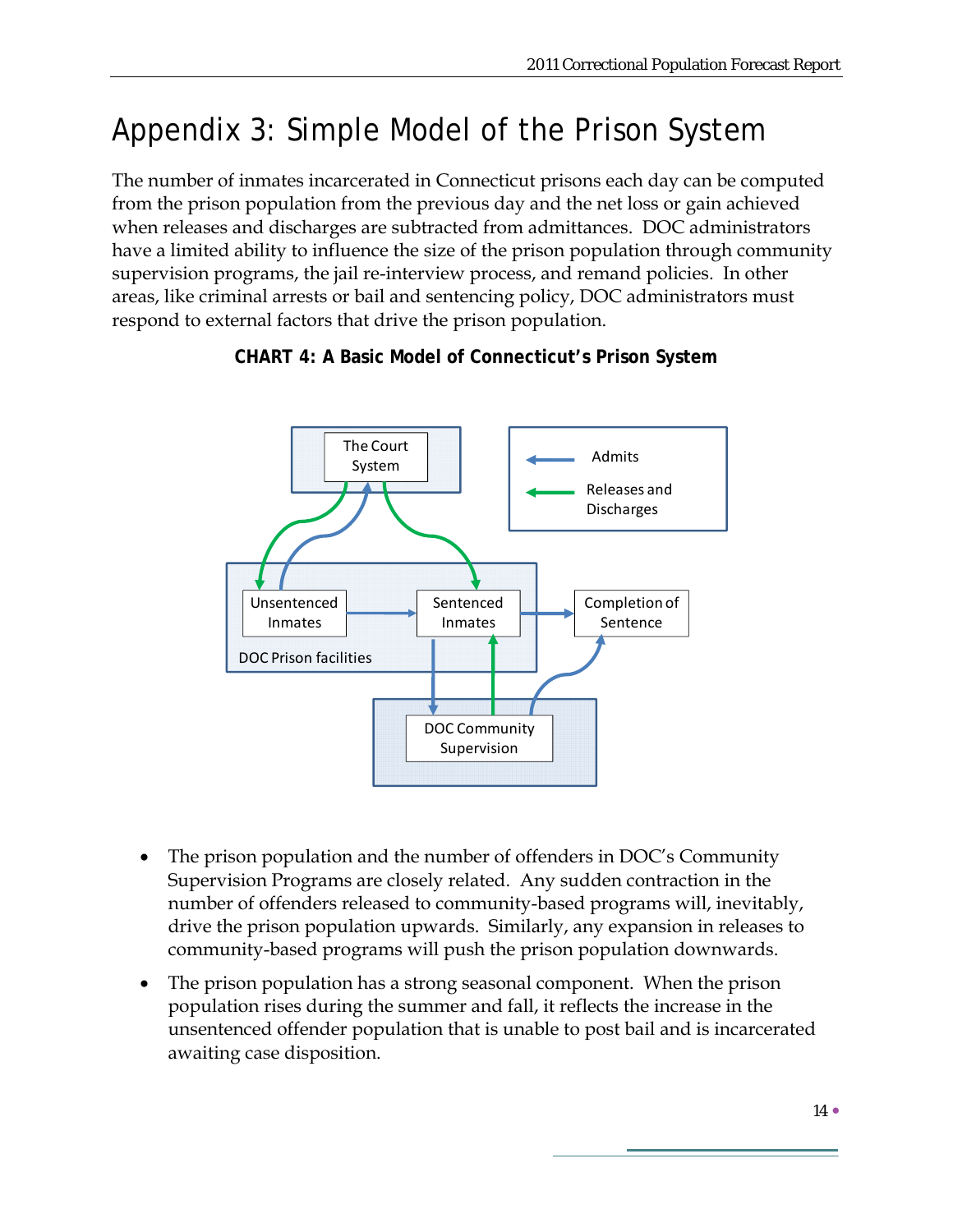# Appendix 3: Simple Model of the Prison System

The number of inmates incarcerated in Connecticut prisons each day can be computed from the prison population from the previous day and the net loss or gain achieved when releases and discharges are subtracted from admittances. DOC administrators have a limited ability to influence the size of the prison population through community supervision programs, the jail re-interview process, and remand policies. In other areas, like criminal arrests or bail and sentencing policy, DOC administrators must respond to external factors that drive the prison population.

**CHART 4: A Basic Model of Connecticut's Prison System**

The Court System

Admits

Releases and Discharges

Unsentenced Inmates

Sentenced Inmates

Completion of Sentence

DOC Prison facilities

DOC Community Supervision

- The prison population and the number of offenders in DOC's Community Supervision Programs are closely related. Any sudden contraction in the number of offenders released to community-based programs will, inevitably, drive the prison population upwards. Similarly, any expansion in releases to community-based programs will push the prison population downwards.
- The prison population has a strong seasonal component. When the prison population rises during the summer and fall, it reflects the increase in the unsentenced offender population that is unable to post bail and is incarcerated awaiting case disposition.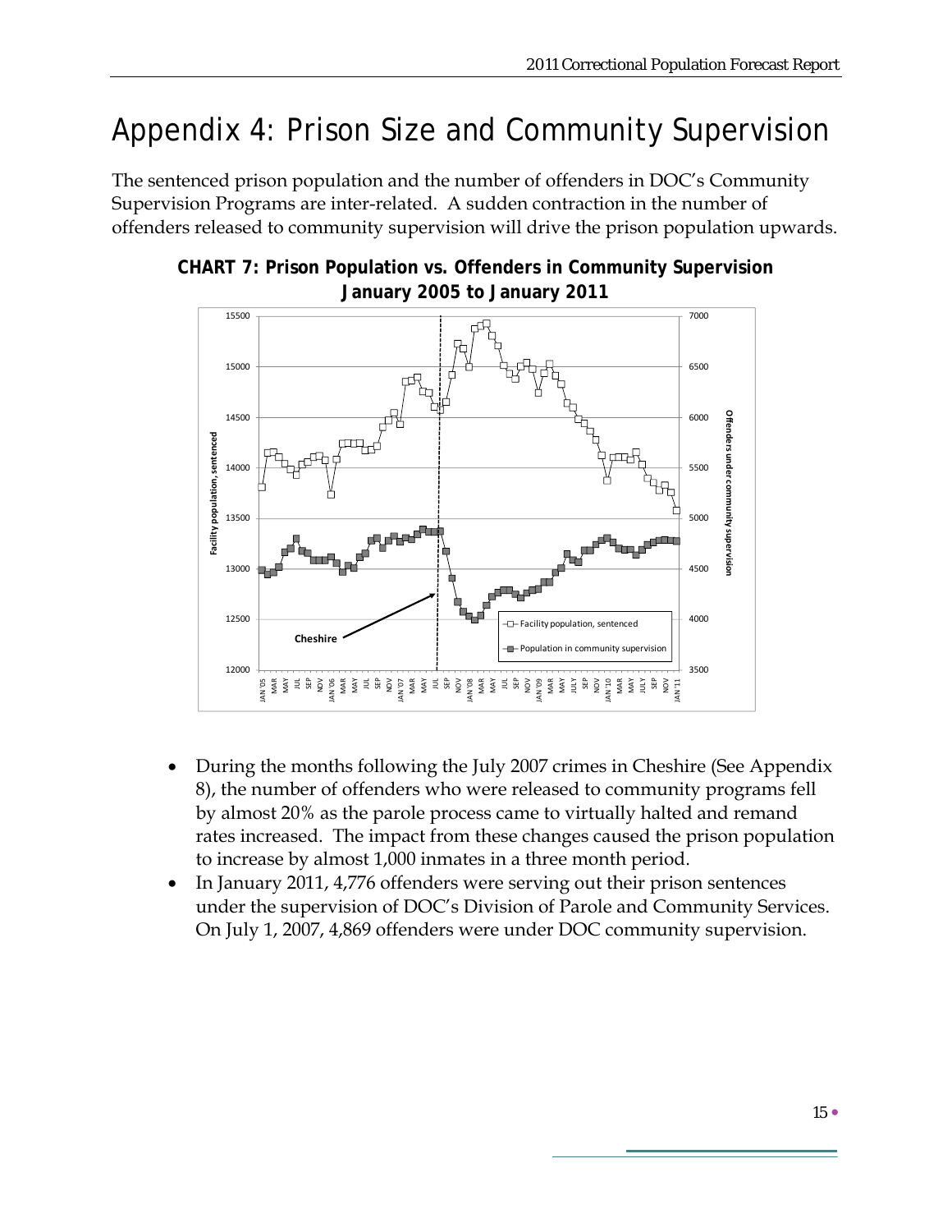# Appendix 4: Prison Size and Community Supervision

The sentenced prison population and the number of offenders in DOC's Community Supervision Programs are inter-related. A sudden contraction in the number of offenders released to community supervision will drive the prison population upwards.

**CHART 7: Prison Population vs. Offenders in Community Supervision January 2005 to January 2011**

- During the months following the July 2007 crimes in Cheshire (See Appendix 8), the number of offenders who were released to community programs fell by almost 20% as the parole process came to virtually halted and remand rates increased. The impact from these changes caused the prison population to increase by almost 1,000 inmates in a three month period.
- In January 2011, 4,776 offenders were serving out their prison sentences under the supervision of DOC's Division of Parole and Community Services. On July 1, 2007, 4,869 offenders were under DOC community supervision.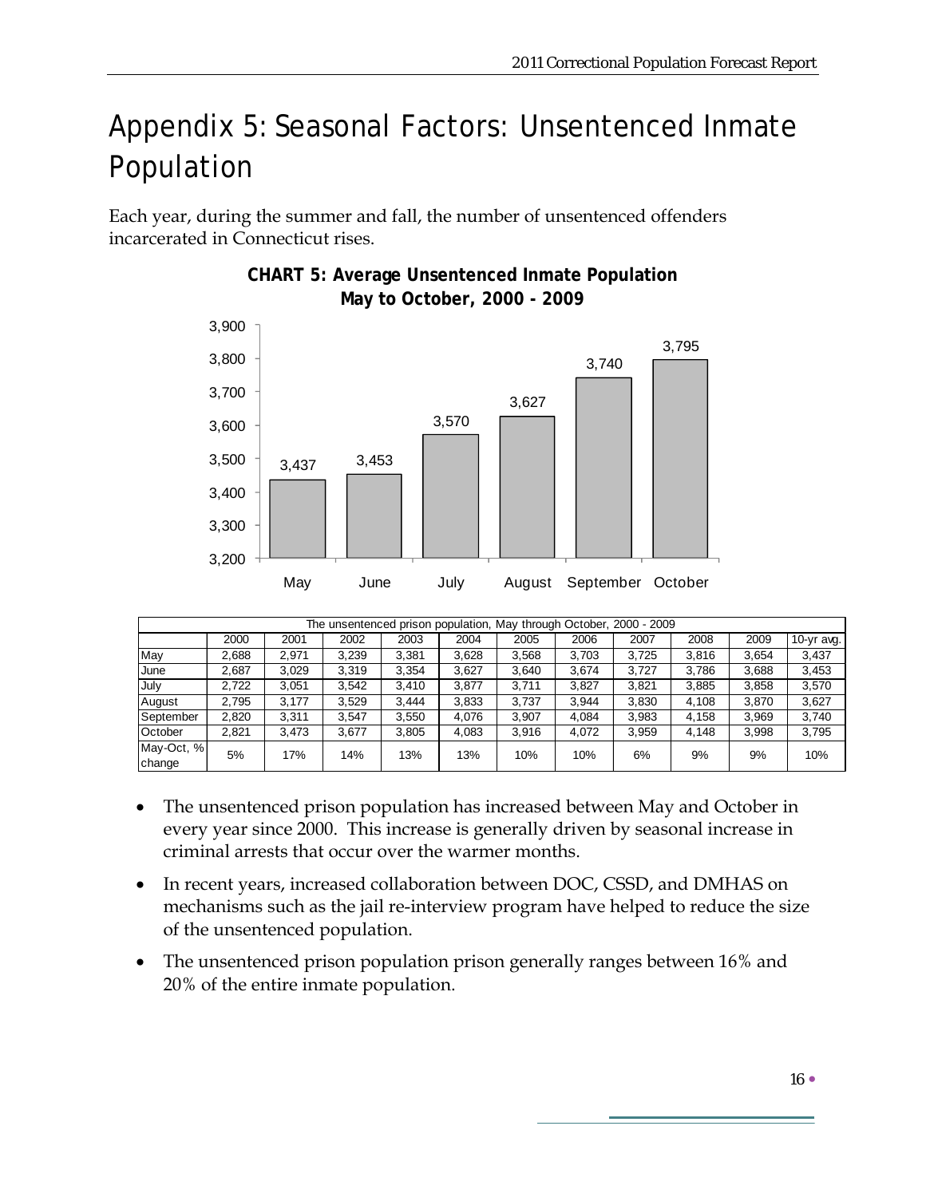# Appendix 5: Seasonal Factors: Unsentenced Inmate Population

Each year, during the summer and fall, the number of unsentenced offenders incarcerated in Connecticut rises.

**CHART 5: Average Unsentenced Inmate Population May to October, 2000 - 2009**

| Month | Average |
|---|---|
| May | 3,437 |
| June | 3,453 |
| July | 3,570 |
| August | 3,627 |
| September | 3,740 |
| October | 3,795 |

The unsentenced prison population, May through October, 2000 - 2009

| | 2000 | 2001 | 2002 | 2003 | 2004 | 2005 | 2006 | 2007 | 2008 | 2009 | 10-yr avg. |
|---|---|---|---|---|---|---|---|---|---|---|---|
| May | 2,688 | 2,971 | 3,239 | 3,381 | 3,628 | 3,568 | 3,703 | 3,725 | 3,816 | 3,654 | 3,437 |
| June | 2,687 | 3,029 | 3,319 | 3,354 | 3,627 | 3,640 | 3,674 | 3,727 | 3,786 | 3,688 | 3,453 |
| July | 2,722 | 3,051 | 3,542 | 3,410 | 3,877 | 3,711 | 3,827 | 3,821 | 3,885 | 3,858 | 3,570 |
| August | 2,795 | 3,177 | 3,529 | 3,444 | 3,833 | 3,737 | 3,944 | 3,830 | 4,108 | 3,870 | 3,627 |
| September | 2,820 | 3,311 | 3,547 | 3,550 | 4,076 | 3,907 | 4,084 | 3,983 | 4,158 | 3,969 | 3,740 |
| October | 2,821 | 3,473 | 3,677 | 3,805 | 4,083 | 3,916 | 4,072 | 3,959 | 4,148 | 3,998 | 3,795 |
| May-Oct, % change | 5% | 17% | 14% | 13% | 13% | 10% | 10% | 6% | 9% | 9% | 10% |

- The unsentenced prison population has increased between May and October in every year since 2000. This increase is generally driven by seasonal increase in criminal arrests that occur over the warmer months.
- In recent years, increased collaboration between DOC, CSSD, and DMHAS on mechanisms such as the jail re-interview program have helped to reduce the size of the unsentenced population.
- The unsentenced prison population prison generally ranges between 16% and 20% of the entire inmate population.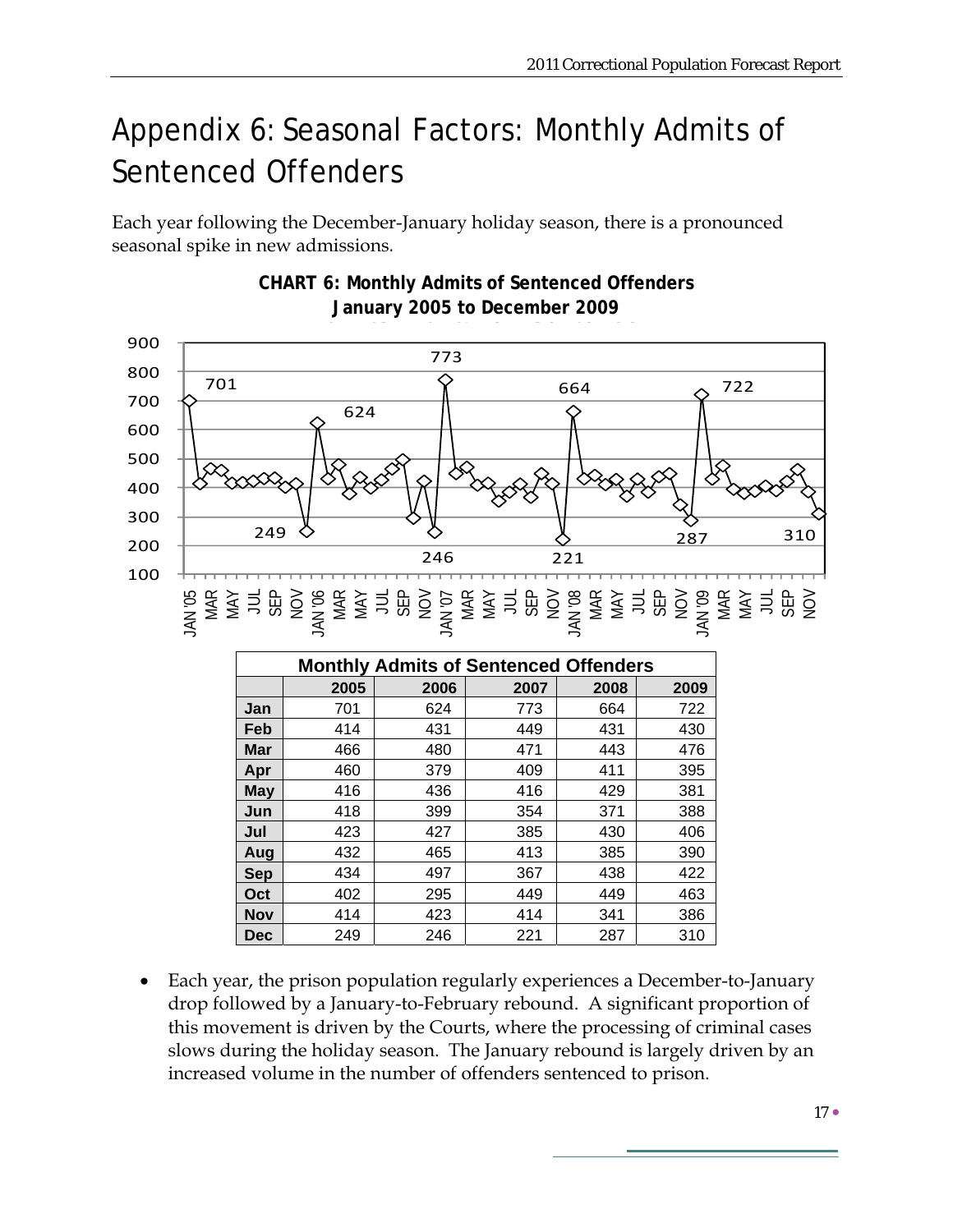# Appendix 6: Seasonal Factors: Monthly Admits of Sentenced Offenders

Each year following the December-January holiday season, there is a pronounced seasonal spike in new admissions.

**CHART 6: Monthly Admits of Sentenced Offenders January 2005 to December 2009**

| Monthly Admits of Sentenced Offenders | | | | | |
|---|---|---|---|---|---|
| | **2005** | **2006** | **2007** | **2008** | **2009** |
| **Jan** | 701 | 624 | 773 | 664 | 722 |
| **Feb** | 414 | 431 | 449 | 431 | 430 |
| **Mar** | 466 | 480 | 471 | 443 | 476 |
| **Apr** | 460 | 379 | 409 | 411 | 395 |
| **May** | 416 | 436 | 416 | 429 | 381 |
| **Jun** | 418 | 399 | 354 | 371 | 388 |
| **Jul** | 423 | 427 | 385 | 430 | 406 |
| **Aug** | 432 | 465 | 413 | 385 | 390 |
| **Sep** | 434 | 497 | 367 | 438 | 422 |
| **Oct** | 402 | 295 | 449 | 449 | 463 |
| **Nov** | 414 | 423 | 414 | 341 | 386 |
| **Dec** | 249 | 246 | 221 | 287 | 310 |

- Each year, the prison population regularly experiences a December-to-January drop followed by a January-to-February rebound. A significant proportion of this movement is driven by the Courts, where the processing of criminal cases slows during the holiday season. The January rebound is largely driven by an increased volume in the number of offenders sentenced to prison.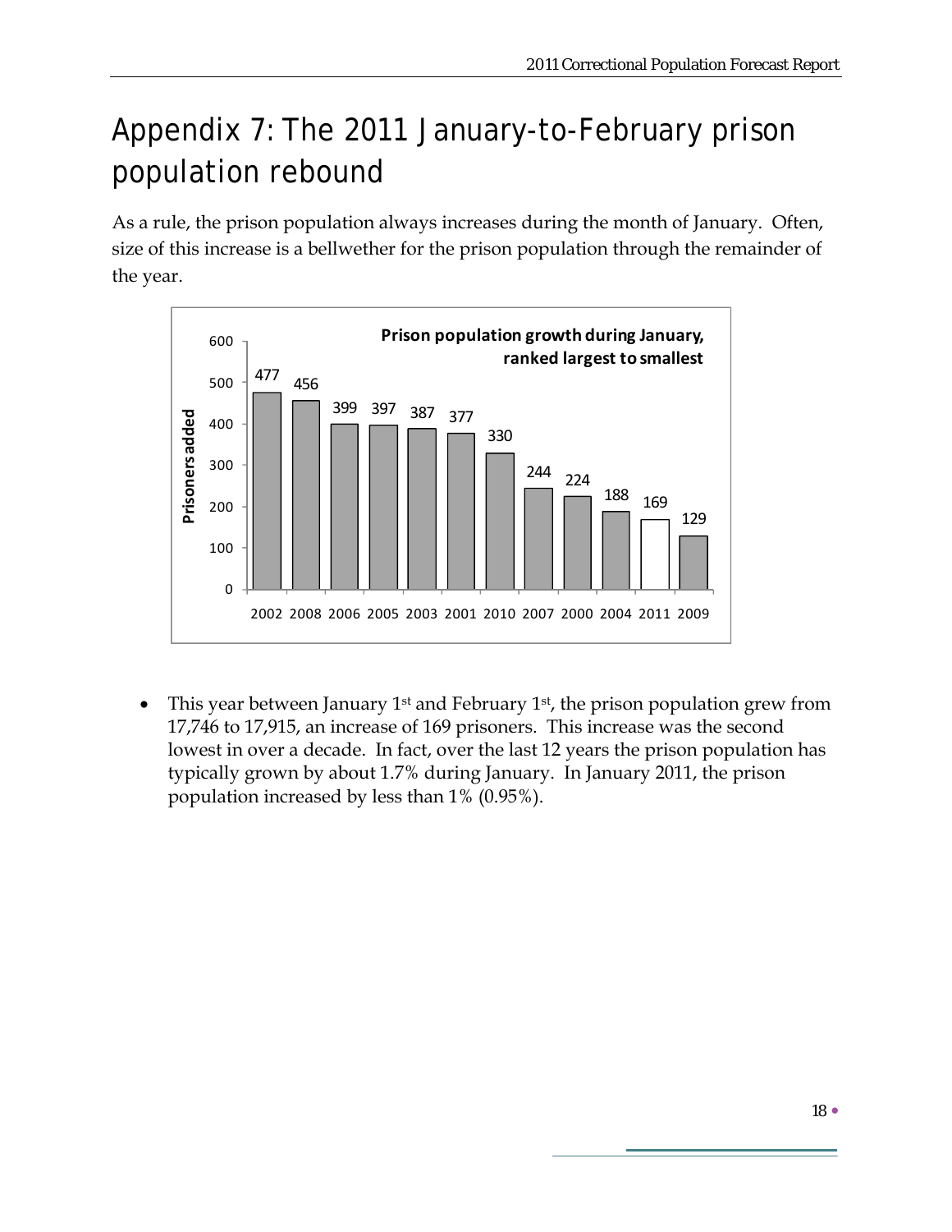# Appendix 7: The 2011 January-to-February prison population rebound

As a rule, the prison population always increases during the month of January. Often, size of this increase is a bellwether for the prison population through the remainder of the year.

**Prison population growth during January, ranked largest to smallest**

| Year | Prisoners added |
|---|---|
| 2002 | 477 |
| 2008 | 456 |
| 2006 | 399 |
| 2005 | 397 |
| 2003 | 387 |
| 2001 | 377 |
| 2010 | 330 |
| 2007 | 244 |
| 2000 | 224 |
| 2004 | 188 |
| 2011 | 169 |
| 2009 | 129 |

- This year between January 1st and February 1st, the prison population grew from 17,746 to 17,915, an increase of 169 prisoners. This increase was the second lowest in over a decade. In fact, over the last 12 years the prison population has typically grown by about 1.7% during January. In January 2011, the prison population increased by less than 1% (0.95%).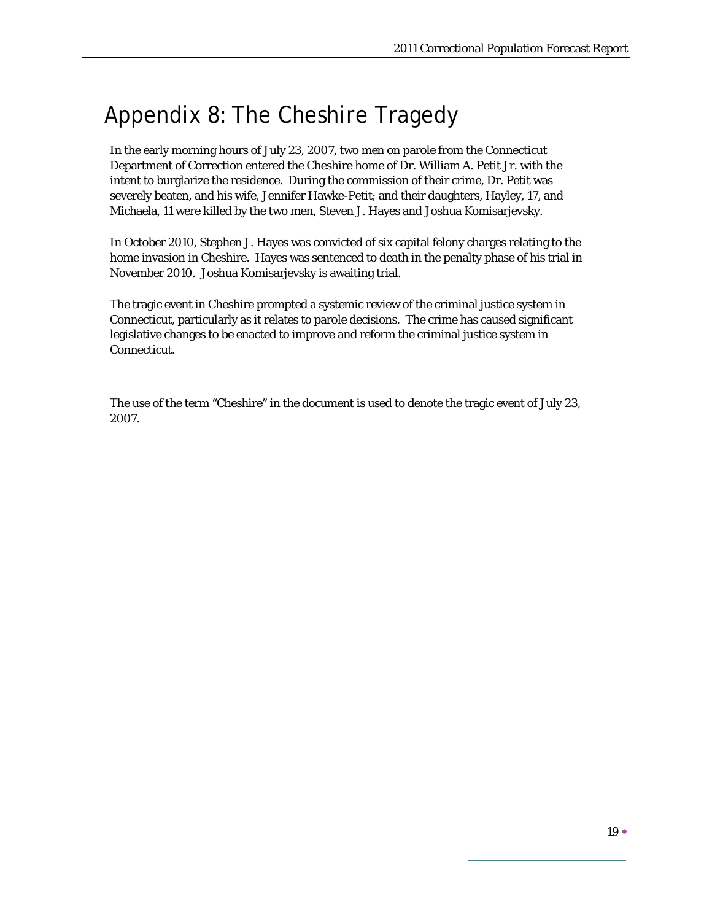# Appendix 8: The Cheshire Tragedy

In the early morning hours of July 23, 2007, two men on parole from the Connecticut Department of Correction entered the Cheshire home of Dr. William A. Petit Jr. with the intent to burglarize the residence. During the commission of their crime, Dr. Petit was severely beaten, and his wife, Jennifer Hawke-Petit; and their daughters, Hayley, 17, and Michaela, 11 were killed by the two men, Steven J. Hayes and Joshua Komisarjevsky.

In October 2010, Stephen J. Hayes was convicted of six capital felony charges relating to the home invasion in Cheshire. Hayes was sentenced to death in the penalty phase of his trial in November 2010. Joshua Komisarjevsky is awaiting trial.

The tragic event in Cheshire prompted a systemic review of the criminal justice system in Connecticut, particularly as it relates to parole decisions. The crime has caused significant legislative changes to be enacted to improve and reform the criminal justice system in Connecticut.

The use of the term "Cheshire" in the document is used to denote the tragic event of July 23, 2007.